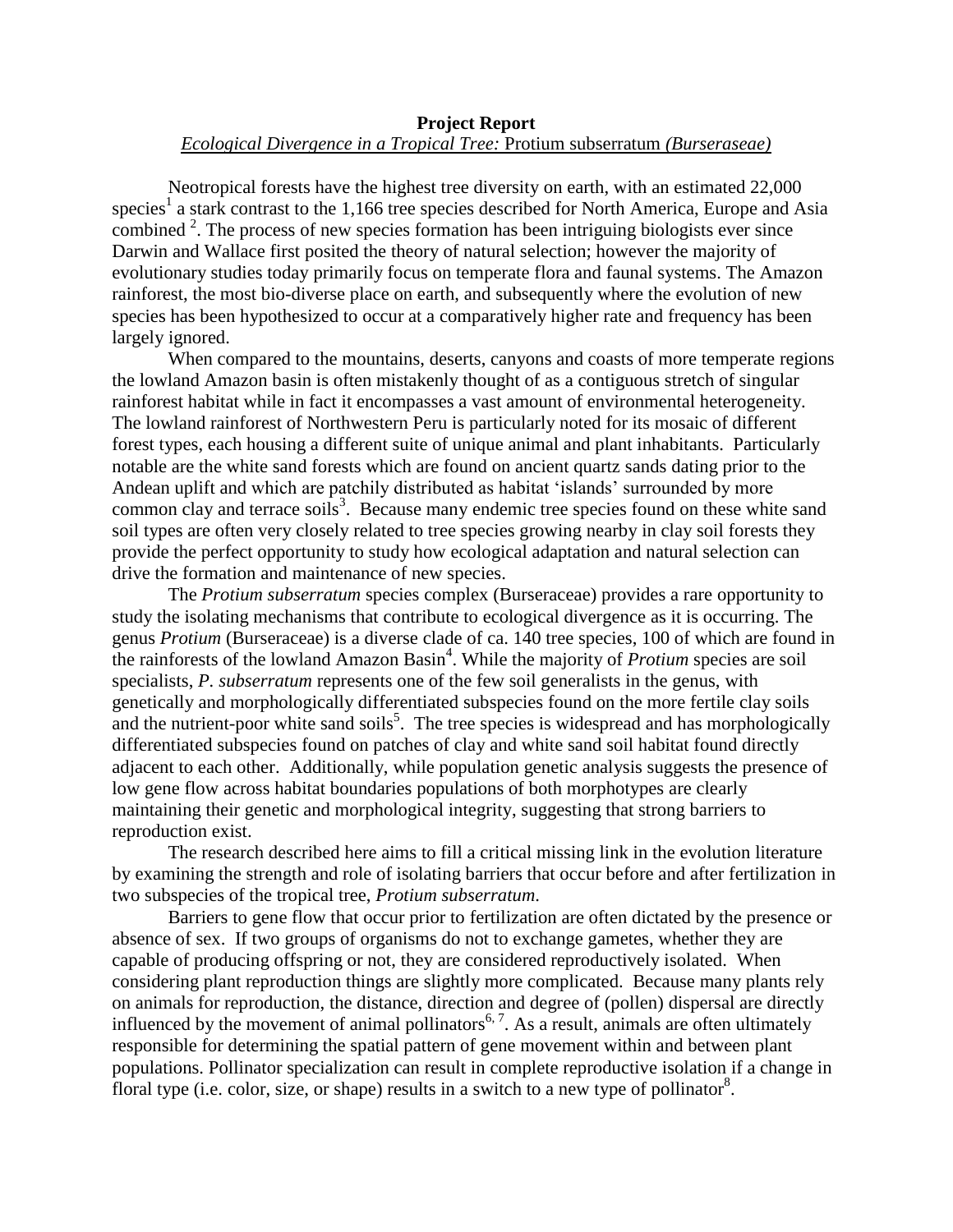**Project Report**

*Ecological Divergence in a Tropical Tree:* Protium subserratum *(Burseraseae)*

Neotropical forests have the highest tree diversity on earth, with an estimated 22,000 species[1] a stark contrast to the 1,166 tree species described for North America, Europe and Asia combined [2]. The process of new species formation has been intriguing biologists ever since Darwin and Wallace first posited the theory of natural selection; however the majority of evolutionary studies today primarily focus on temperate flora and faunal systems. The Amazon rainforest, the most bio-diverse place on earth, and subsequently where the evolution of new species has been hypothesized to occur at a comparatively higher rate and frequency has been largely ignored.

When compared to the mountains, deserts, canyons and coasts of more temperate regions the lowland Amazon basin is often mistakenly thought of as a contiguous stretch of singular rainforest habitat while in fact it encompasses a vast amount of environmental heterogeneity. The lowland rainforest of Northwestern Peru is particularly noted for its mosaic of different forest types, each housing a different suite of unique animal and plant inhabitants. Particularly notable are the white sand forests which are found on ancient quartz sands dating prior to the Andean uplift and which are patchily distributed as habitat 'islands' surrounded by more common clay and terrace soils[3]. Because many endemic tree species found on these white sand soil types are often very closely related to tree species growing nearby in clay soil forests they provide the perfect opportunity to study how ecological adaptation and natural selection can drive the formation and maintenance of new species.

The *Protium subserratum* species complex (Burseraceae) provides a rare opportunity to study the isolating mechanisms that contribute to ecological divergence as it is occurring. The genus *Protium* (Burseraceae) is a diverse clade of ca. 140 tree species, 100 of which are found in the rainforests of the lowland Amazon Basin[4]. While the majority of *Protium* species are soil specialists, *P. subserratum* represents one of the few soil generalists in the genus, with genetically and morphologically differentiated subspecies found on the more fertile clay soils and the nutrient-poor white sand soils[5]. The tree species is widespread and has morphologically differentiated subspecies found on patches of clay and white sand soil habitat found directly adjacent to each other. Additionally, while population genetic analysis suggests the presence of low gene flow across habitat boundaries populations of both morphotypes are clearly maintaining their genetic and morphological integrity, suggesting that strong barriers to reproduction exist.

The research described here aims to fill a critical missing link in the evolution literature by examining the strength and role of isolating barriers that occur before and after fertilization in two subspecies of the tropical tree, *Protium subserratum*.

Barriers to gene flow that occur prior to fertilization are often dictated by the presence or absence of sex. If two groups of organisms do not to exchange gametes, whether they are capable of producing offspring or not, they are considered reproductively isolated. When considering plant reproduction things are slightly more complicated. Because many plants rely on animals for reproduction, the distance, direction and degree of (pollen) dispersal are directly influenced by the movement of animal pollinators[6, 7]. As a result, animals are often ultimately responsible for determining the spatial pattern of gene movement within and between plant populations. Pollinator specialization can result in complete reproductive isolation if a change in floral type (i.e. color, size, or shape) results in a switch to a new type of pollinator[8].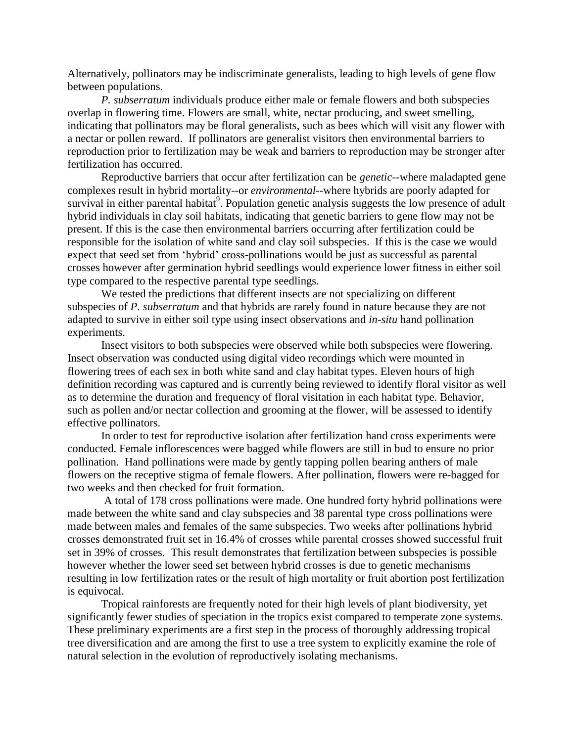Alternatively, pollinators may be indiscriminate generalists, leading to high levels of gene flow between populations.

*P. subserratum* individuals produce either male or female flowers and both subspecies overlap in flowering time. Flowers are small, white, nectar producing, and sweet smelling, indicating that pollinators may be floral generalists, such as bees which will visit any flower with a nectar or pollen reward. If pollinators are generalist visitors then environmental barriers to reproduction prior to fertilization may be weak and barriers to reproduction may be stronger after fertilization has occurred.

Reproductive barriers that occur after fertilization can be *genetic*--where maladapted gene complexes result in hybrid mortality--or *environmental*--where hybrids are poorly adapted for survival in either parental habitat[9]. Population genetic analysis suggests the low presence of adult hybrid individuals in clay soil habitats, indicating that genetic barriers to gene flow may not be present. If this is the case then environmental barriers occurring after fertilization could be responsible for the isolation of white sand and clay soil subspecies. If this is the case we would expect that seed set from 'hybrid' cross-pollinations would be just as successful as parental crosses however after germination hybrid seedlings would experience lower fitness in either soil type compared to the respective parental type seedlings.

We tested the predictions that different insects are not specializing on different subspecies of *P. subserratum* and that hybrids are rarely found in nature because they are not adapted to survive in either soil type using insect observations and *in-situ* hand pollination experiments.

Insect visitors to both subspecies were observed while both subspecies were flowering. Insect observation was conducted using digital video recordings which were mounted in flowering trees of each sex in both white sand and clay habitat types. Eleven hours of high definition recording was captured and is currently being reviewed to identify floral visitor as well as to determine the duration and frequency of floral visitation in each habitat type. Behavior, such as pollen and/or nectar collection and grooming at the flower, will be assessed to identify effective pollinators.

In order to test for reproductive isolation after fertilization hand cross experiments were conducted. Female inflorescences were bagged while flowers are still in bud to ensure no prior pollination. Hand pollinations were made by gently tapping pollen bearing anthers of male flowers on the receptive stigma of female flowers. After pollination, flowers were re-bagged for two weeks and then checked for fruit formation.

A total of 178 cross pollinations were made. One hundred forty hybrid pollinations were made between the white sand and clay subspecies and 38 parental type cross pollinations were made between males and females of the same subspecies. Two weeks after pollinations hybrid crosses demonstrated fruit set in 16.4% of crosses while parental crosses showed successful fruit set in 39% of crosses. This result demonstrates that fertilization between subspecies is possible however whether the lower seed set between hybrid crosses is due to genetic mechanisms resulting in low fertilization rates or the result of high mortality or fruit abortion post fertilization is equivocal.

Tropical rainforests are frequently noted for their high levels of plant biodiversity, yet significantly fewer studies of speciation in the tropics exist compared to temperate zone systems. These preliminary experiments are a first step in the process of thoroughly addressing tropical tree diversification and are among the first to use a tree system to explicitly examine the role of natural selection in the evolution of reproductively isolating mechanisms.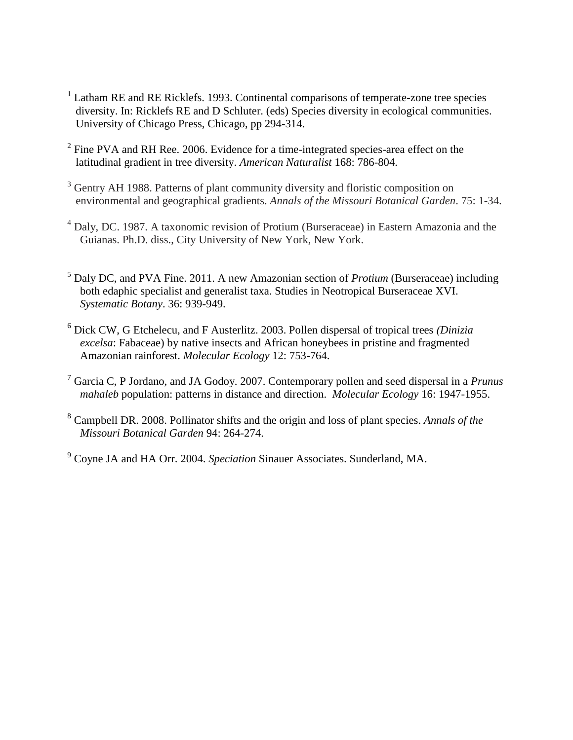[1] Latham RE and RE Ricklefs. 1993. Continental comparisons of temperate-zone tree species diversity. In: Ricklefs RE and D Schluter. (eds) Species diversity in ecological communities. University of Chicago Press, Chicago, pp 294-314.

[2] Fine PVA and RH Ree. 2006. Evidence for a time-integrated species-area effect on the latitudinal gradient in tree diversity. *American Naturalist* 168: 786-804.

[3] Gentry AH 1988. Patterns of plant community diversity and floristic composition on environmental and geographical gradients. *Annals of the Missouri Botanical Garden*. 75: 1-34.

[4] Daly, DC. 1987. A taxonomic revision of Protium (Burseraceae) in Eastern Amazonia and the Guianas. Ph.D. diss., City University of New York, New York.

[5] Daly DC, and PVA Fine. 2011. A new Amazonian section of *Protium* (Burseraceae) including both edaphic specialist and generalist taxa. Studies in Neotropical Burseraceae XVI. *Systematic Botany*. 36: 939-949.

[6] Dick CW, G Etchelecu, and F Austerlitz. 2003. Pollen dispersal of tropical trees *(Dinizia excelsa*: Fabaceae) by native insects and African honeybees in pristine and fragmented Amazonian rainforest. *Molecular Ecology* 12: 753-764.

[7] Garcia C, P Jordano, and JA Godoy. 2007. Contemporary pollen and seed dispersal in a *Prunus mahaleb* population: patterns in distance and direction. *Molecular Ecology* 16: 1947-1955.

[8] Campbell DR. 2008. Pollinator shifts and the origin and loss of plant species. *Annals of the Missouri Botanical Garden* 94: 264-274.

[9] Coyne JA and HA Orr. 2004. *Speciation* Sinauer Associates. Sunderland, MA.